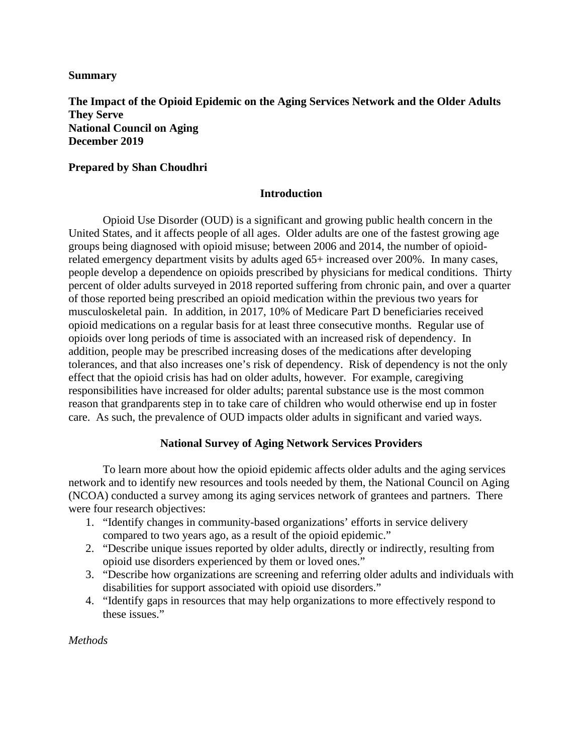**Summary**

**The Impact of the Opioid Epidemic on the Aging Services Network and the Older Adults They Serve**
**National Council on Aging**
**December 2019**

**Prepared by Shan Choudhri**

## Introduction

Opioid Use Disorder (OUD) is a significant and growing public health concern in the United States, and it affects people of all ages. Older adults are one of the fastest growing age groups being diagnosed with opioid misuse; between 2006 and 2014, the number of opioid-related emergency department visits by adults aged 65+ increased over 200%. In many cases, people develop a dependence on opioids prescribed by physicians for medical conditions. Thirty percent of older adults surveyed in 2018 reported suffering from chronic pain, and over a quarter of those reported being prescribed an opioid medication within the previous two years for musculoskeletal pain. In addition, in 2017, 10% of Medicare Part D beneficiaries received opioid medications on a regular basis for at least three consecutive months. Regular use of opioids over long periods of time is associated with an increased risk of dependency. In addition, people may be prescribed increasing doses of the medications after developing tolerances, and that also increases one's risk of dependency. Risk of dependency is not the only effect that the opioid crisis has had on older adults, however. For example, caregiving responsibilities have increased for older adults; parental substance use is the most common reason that grandparents step in to take care of children who would otherwise end up in foster care. As such, the prevalence of OUD impacts older adults in significant and varied ways.

## National Survey of Aging Network Services Providers

To learn more about how the opioid epidemic affects older adults and the aging services network and to identify new resources and tools needed by them, the National Council on Aging (NCOA) conducted a survey among its aging services network of grantees and partners. There were four research objectives:

1. "Identify changes in community-based organizations' efforts in service delivery compared to two years ago, as a result of the opioid epidemic."
2. "Describe unique issues reported by older adults, directly or indirectly, resulting from opioid use disorders experienced by them or loved ones."
3. "Describe how organizations are screening and referring older adults and individuals with disabilities for support associated with opioid use disorders."
4. "Identify gaps in resources that may help organizations to more effectively respond to these issues."

*Methods*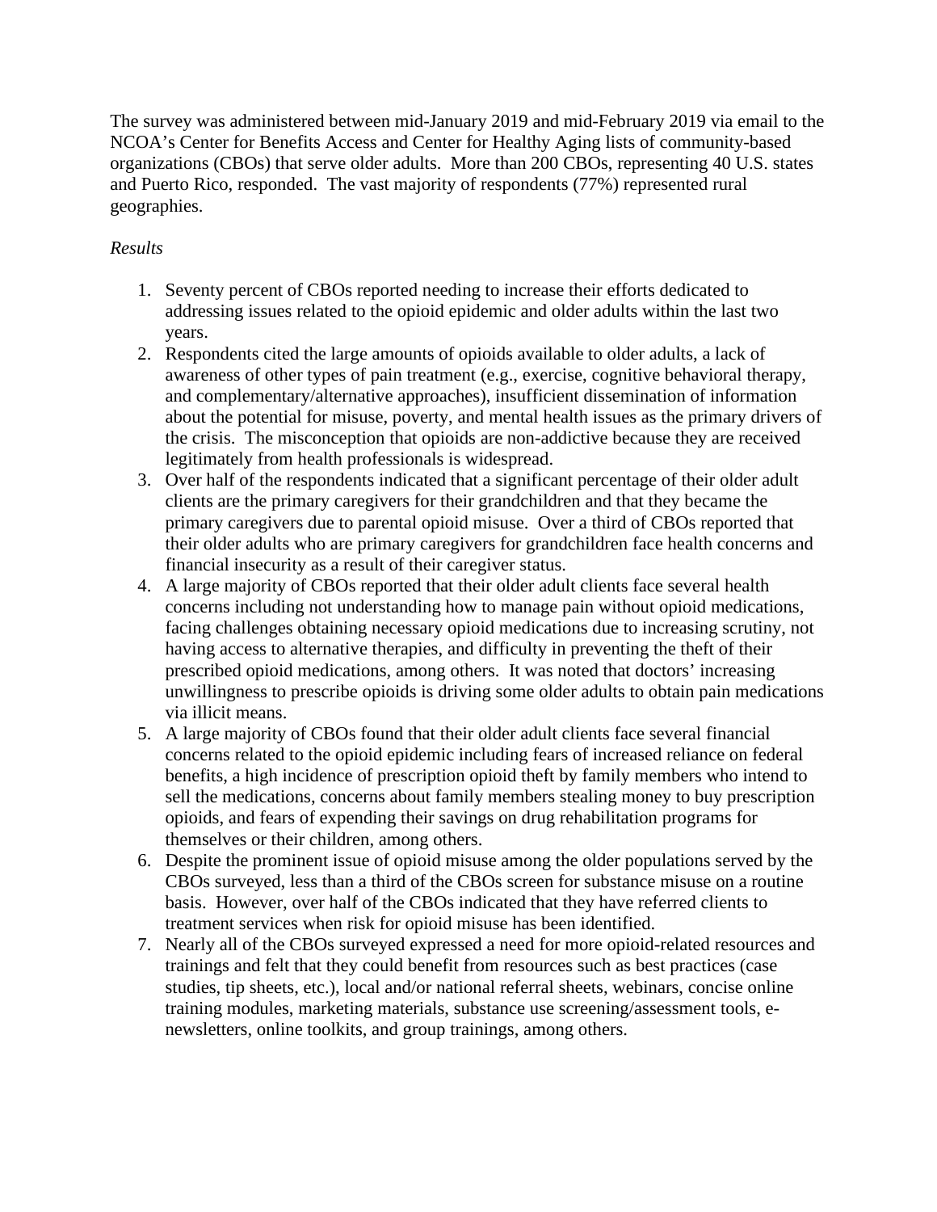The survey was administered between mid-January 2019 and mid-February 2019 via email to the NCOA's Center for Benefits Access and Center for Healthy Aging lists of community-based organizations (CBOs) that serve older adults. More than 200 CBOs, representing 40 U.S. states and Puerto Rico, responded. The vast majority of respondents (77%) represented rural geographies.

*Results*

1. Seventy percent of CBOs reported needing to increase their efforts dedicated to addressing issues related to the opioid epidemic and older adults within the last two years.
2. Respondents cited the large amounts of opioids available to older adults, a lack of awareness of other types of pain treatment (e.g., exercise, cognitive behavioral therapy, and complementary/alternative approaches), insufficient dissemination of information about the potential for misuse, poverty, and mental health issues as the primary drivers of the crisis. The misconception that opioids are non-addictive because they are received legitimately from health professionals is widespread.
3. Over half of the respondents indicated that a significant percentage of their older adult clients are the primary caregivers for their grandchildren and that they became the primary caregivers due to parental opioid misuse. Over a third of CBOs reported that their older adults who are primary caregivers for grandchildren face health concerns and financial insecurity as a result of their caregiver status.
4. A large majority of CBOs reported that their older adult clients face several health concerns including not understanding how to manage pain without opioid medications, facing challenges obtaining necessary opioid medications due to increasing scrutiny, not having access to alternative therapies, and difficulty in preventing the theft of their prescribed opioid medications, among others. It was noted that doctors' increasing unwillingness to prescribe opioids is driving some older adults to obtain pain medications via illicit means.
5. A large majority of CBOs found that their older adult clients face several financial concerns related to the opioid epidemic including fears of increased reliance on federal benefits, a high incidence of prescription opioid theft by family members who intend to sell the medications, concerns about family members stealing money to buy prescription opioids, and fears of expending their savings on drug rehabilitation programs for themselves or their children, among others.
6. Despite the prominent issue of opioid misuse among the older populations served by the CBOs surveyed, less than a third of the CBOs screen for substance misuse on a routine basis. However, over half of the CBOs indicated that they have referred clients to treatment services when risk for opioid misuse has been identified.
7. Nearly all of the CBOs surveyed expressed a need for more opioid-related resources and trainings and felt that they could benefit from resources such as best practices (case studies, tip sheets, etc.), local and/or national referral sheets, webinars, concise online training modules, marketing materials, substance use screening/assessment tools, e-newsletters, online toolkits, and group trainings, among others.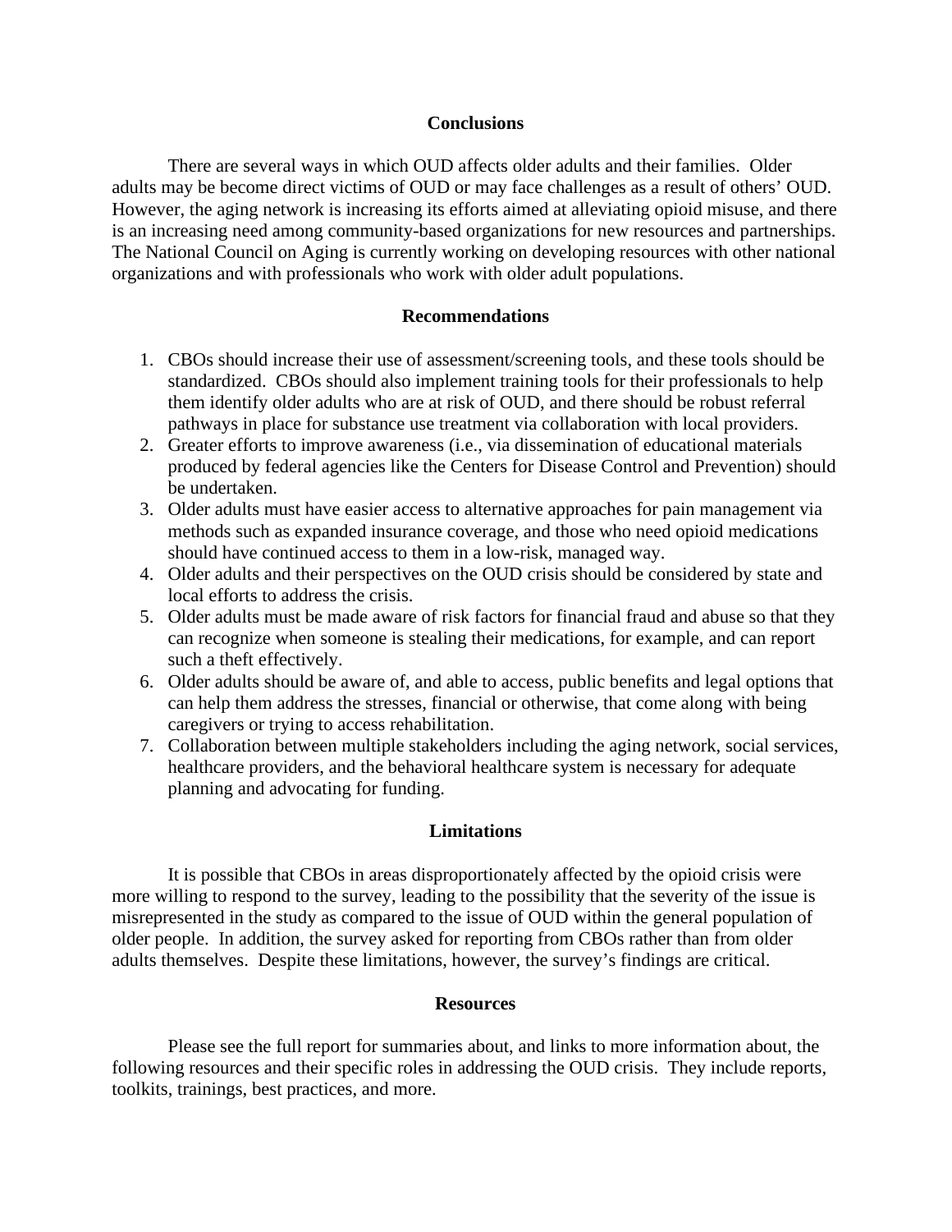## Conclusions

There are several ways in which OUD affects older adults and their families. Older adults may be become direct victims of OUD or may face challenges as a result of others' OUD. However, the aging network is increasing its efforts aimed at alleviating opioid misuse, and there is an increasing need among community-based organizations for new resources and partnerships. The National Council on Aging is currently working on developing resources with other national organizations and with professionals who work with older adult populations.

## Recommendations

1. CBOs should increase their use of assessment/screening tools, and these tools should be standardized. CBOs should also implement training tools for their professionals to help them identify older adults who are at risk of OUD, and there should be robust referral pathways in place for substance use treatment via collaboration with local providers.
2. Greater efforts to improve awareness (i.e., via dissemination of educational materials produced by federal agencies like the Centers for Disease Control and Prevention) should be undertaken.
3. Older adults must have easier access to alternative approaches for pain management via methods such as expanded insurance coverage, and those who need opioid medications should have continued access to them in a low-risk, managed way.
4. Older adults and their perspectives on the OUD crisis should be considered by state and local efforts to address the crisis.
5. Older adults must be made aware of risk factors for financial fraud and abuse so that they can recognize when someone is stealing their medications, for example, and can report such a theft effectively.
6. Older adults should be aware of, and able to access, public benefits and legal options that can help them address the stresses, financial or otherwise, that come along with being caregivers or trying to access rehabilitation.
7. Collaboration between multiple stakeholders including the aging network, social services, healthcare providers, and the behavioral healthcare system is necessary for adequate planning and advocating for funding.

## Limitations

It is possible that CBOs in areas disproportionately affected by the opioid crisis were more willing to respond to the survey, leading to the possibility that the severity of the issue is misrepresented in the study as compared to the issue of OUD within the general population of older people. In addition, the survey asked for reporting from CBOs rather than from older adults themselves. Despite these limitations, however, the survey's findings are critical.

## Resources

Please see the full report for summaries about, and links to more information about, the following resources and their specific roles in addressing the OUD crisis. They include reports, toolkits, trainings, best practices, and more.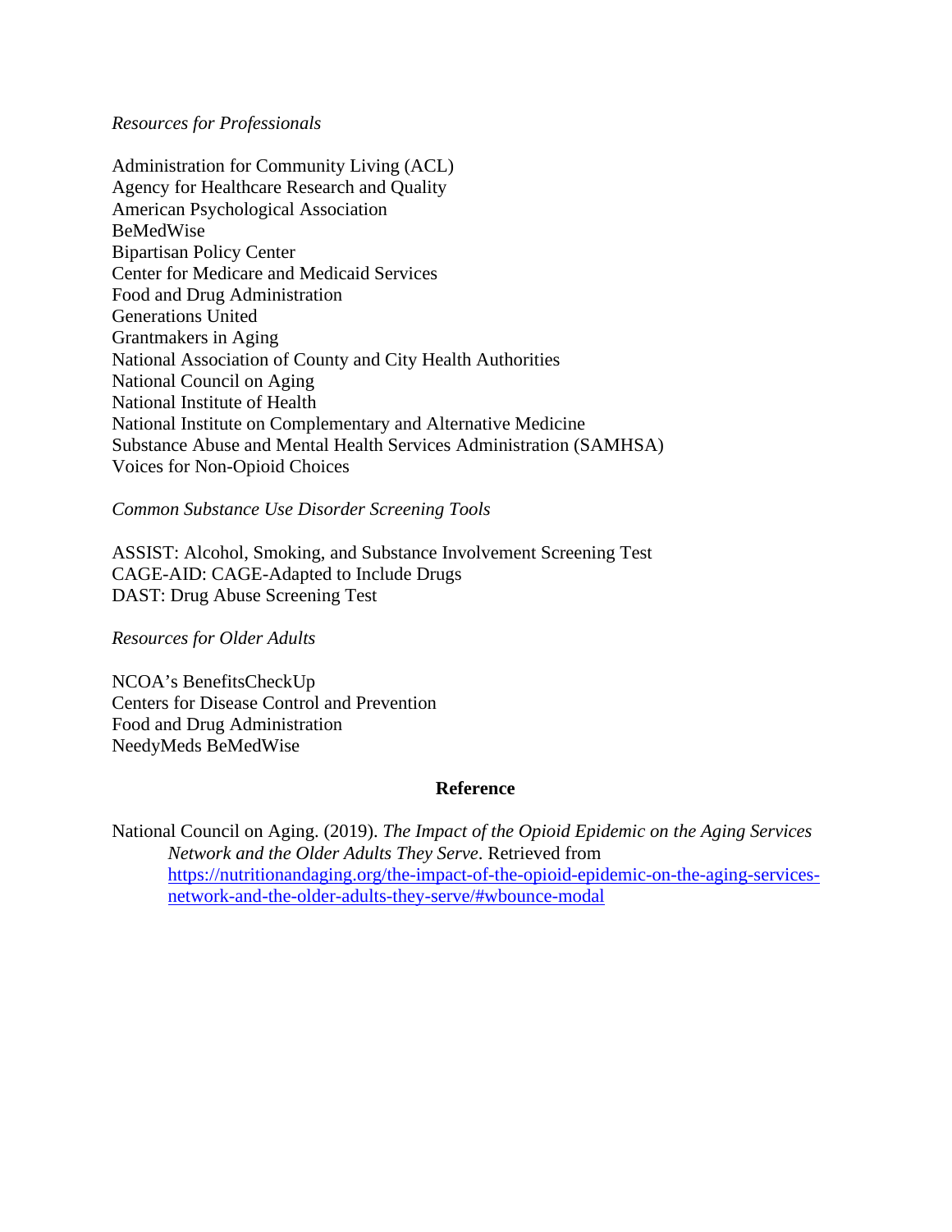*Resources for Professionals*

Administration for Community Living (ACL)
Agency for Healthcare Research and Quality
American Psychological Association
BeMedWise
Bipartisan Policy Center
Center for Medicare and Medicaid Services
Food and Drug Administration
Generations United
Grantmakers in Aging
National Association of County and City Health Authorities
National Council on Aging
National Institute of Health
National Institute on Complementary and Alternative Medicine
Substance Abuse and Mental Health Services Administration (SAMHSA)
Voices for Non-Opioid Choices

*Common Substance Use Disorder Screening Tools*

ASSIST: Alcohol, Smoking, and Substance Involvement Screening Test
CAGE-AID: CAGE-Adapted to Include Drugs
DAST: Drug Abuse Screening Test

*Resources for Older Adults*

NCOA's BenefitsCheckUp
Centers for Disease Control and Prevention
Food and Drug Administration
NeedyMeds BeMedWise

## Reference

National Council on Aging. (2019). *The Impact of the Opioid Epidemic on the Aging Services Network and the Older Adults They Serve*. Retrieved from https://nutritionandaging.org/the-impact-of-the-opioid-epidemic-on-the-aging-services-network-and-the-older-adults-they-serve/#wbounce-modal